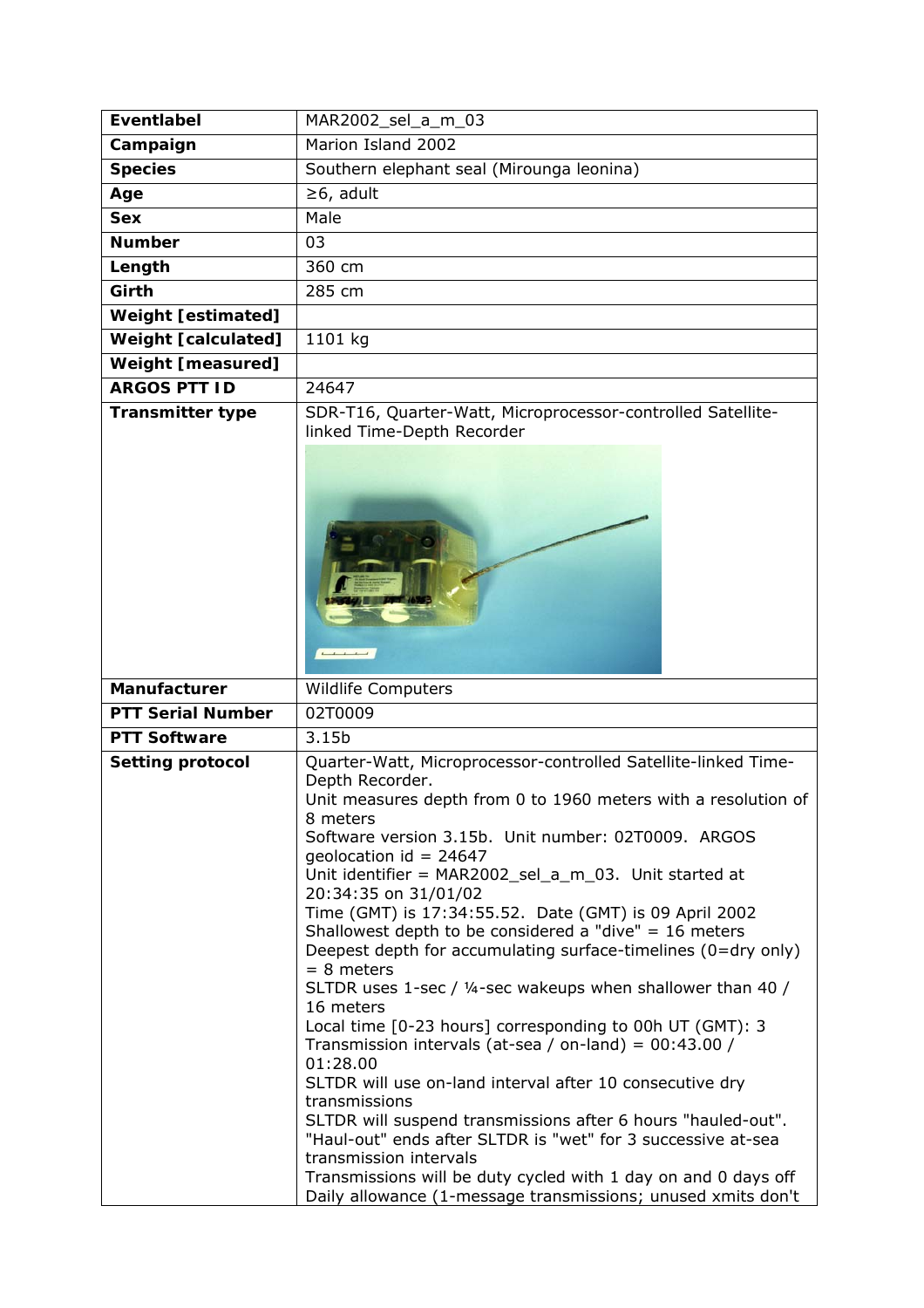| Eventlabel | MAR2002_sel_a_m_03 |
|---|---|
| Campaign | Marion Island 2002 |
| Species | Southern elephant seal (Mirounga leonina) |
| Age | ≥6, adult |
| Sex | Male |
| Number | 03 |
| Length | 360 cm |
| Girth | 285 cm |
| Weight [estimated] | |
| Weight [calculated] | 1101 kg |
| Weight [measured] | |
| ARGOS PTT ID | 24647 |
| Transmitter type | SDR-T16, Quarter-Watt, Microprocessor-controlled Satellite-linked Time-Depth Recorder |
| Manufacturer | Wildlife Computers |
| PTT Serial Number | 02T0009 |
| PTT Software | 3.15b |
| Setting protocol | Quarter-Watt, Microprocessor-controlled Satellite-linked Time-Depth Recorder.<br>Unit measures depth from 0 to 1960 meters with a resolution of 8 meters<br>Software version 3.15b. Unit number: 02T0009. ARGOS geolocation id = 24647<br>Unit identifier = MAR2002_sel_a_m_03. Unit started at 20:34:35 on 31/01/02<br>Time (GMT) is 17:34:55.52. Date (GMT) is 09 April 2002<br>Shallowest depth to be considered a "dive" = 16 meters<br>Deepest depth for accumulating surface-timelines (0=dry only) = 8 meters<br>SLTDR uses 1-sec / ¼-sec wakeups when shallower than 40 / 16 meters<br>Local time [0-23 hours] corresponding to 00h UT (GMT): 3<br>Transmission intervals (at-sea / on-land) = 00:43.00 / 01:28.00<br>SLTDR will use on-land interval after 10 consecutive dry transmissions<br>SLTDR will suspend transmissions after 6 hours "hauled-out".<br>"Haul-out" ends after SLTDR is "wet" for 3 successive at-sea transmission intervals<br>Transmissions will be duty cycled with 1 day on and 0 days off<br>Daily allowance (1-message transmissions; unused xmits don't |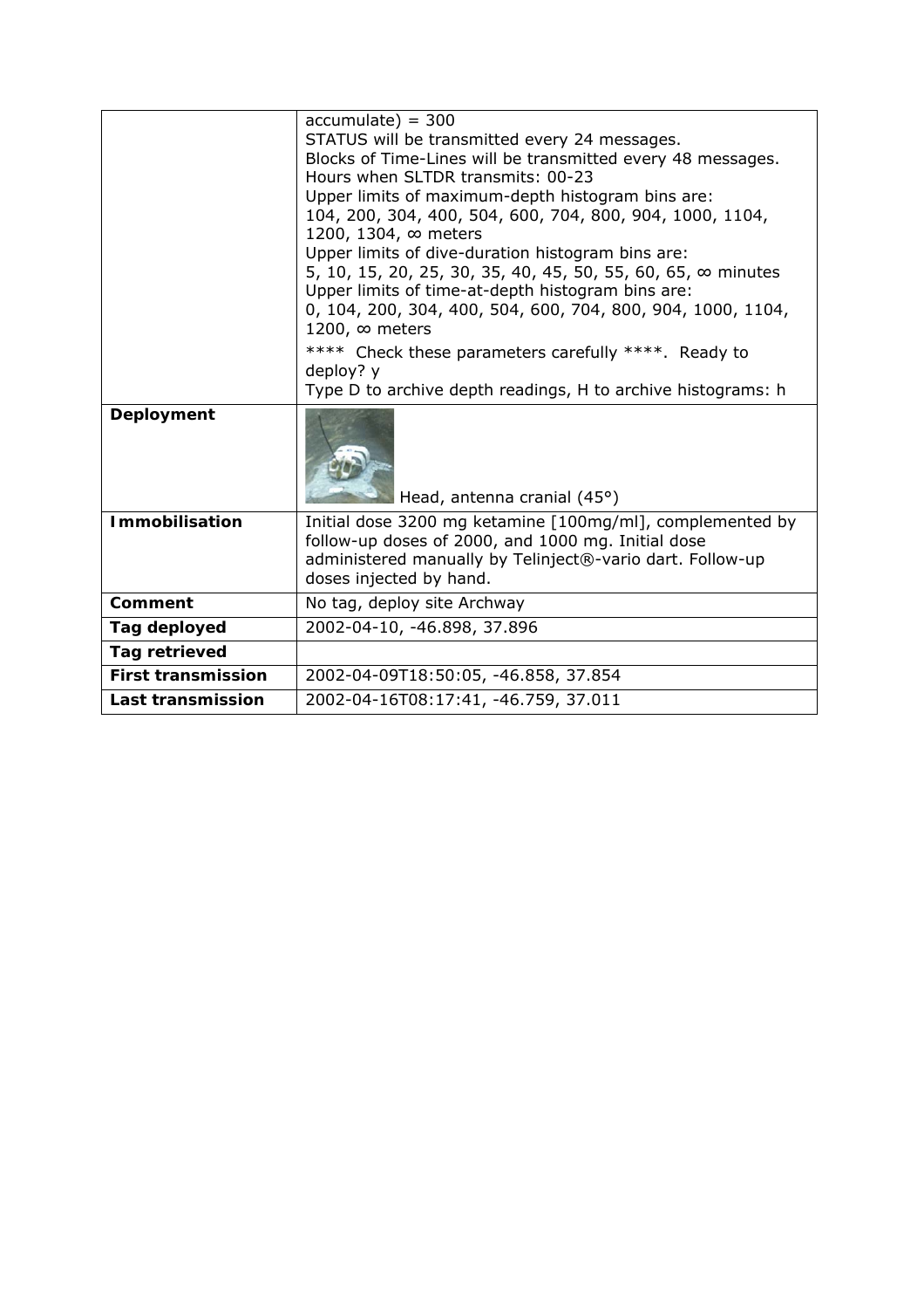| | |
|---|---|
| | accumulate) = 300<br>STATUS will be transmitted every 24 messages.<br>Blocks of Time-Lines will be transmitted every 48 messages.<br>Hours when SLTDR transmits: 00-23<br>Upper limits of maximum-depth histogram bins are:<br>104, 200, 304, 400, 504, 600, 704, 800, 904, 1000, 1104, 1200, 1304, ∞ meters<br>Upper limits of dive-duration histogram bins are:<br>5, 10, 15, 20, 25, 30, 35, 40, 45, 50, 55, 60, 65, ∞ minutes<br>Upper limits of time-at-depth histogram bins are:<br>0, 104, 200, 304, 400, 504, 600, 704, 800, 904, 1000, 1104, 1200, ∞ meters<br>**** Check these parameters carefully ****. Ready to deploy? y<br>Type D to archive depth readings, H to archive histograms: h |
| **Deployment** | Head, antenna cranial (45°) |
| **Immobilisation** | Initial dose 3200 mg ketamine [100mg/ml], complemented by follow-up doses of 2000, and 1000 mg. Initial dose administered manually by Telinject®-vario dart. Follow-up doses injected by hand. |
| **Comment** | No tag, deploy site Archway |
| **Tag deployed** | 2002-04-10, -46.898, 37.896 |
| **Tag retrieved** | |
| **First transmission** | 2002-04-09T18:50:05, -46.858, 37.854 |
| **Last transmission** | 2002-04-16T08:17:41, -46.759, 37.011 |